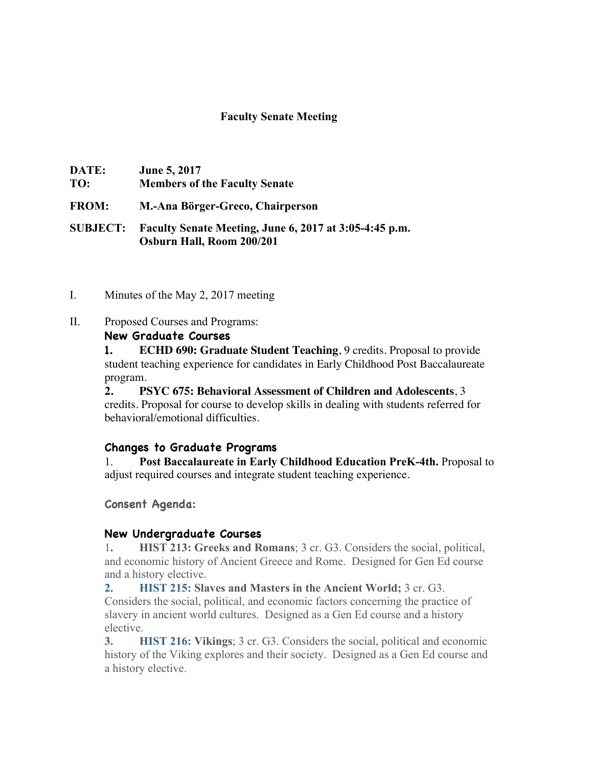# Faculty Senate Meeting

**DATE:** June 5, 2017
**TO:** Members of the Faculty Senate

**FROM:** M.-Ana Börger-Greco, Chairperson

**SUBJECT:** Faculty Senate Meeting, June 6, 2017 at 3:05-4:45 p.m.
Osburn Hall, Room 200/201

I. Minutes of the May 2, 2017 meeting

II. Proposed Courses and Programs:

### New Graduate Courses

**1.** **ECHD 690: Graduate Student Teaching**, 9 credits. Proposal to provide student teaching experience for candidates in Early Childhood Post Baccalaureate program.

**2.** **PSYC 675: Behavioral Assessment of Children and Adolescents**, 3 credits. Proposal for course to develop skills in dealing with students referred for behavioral/emotional difficulties.

### Changes to Graduate Programs

1. **Post Baccalaureate in Early Childhood Education PreK-4th.** Proposal to adjust required courses and integrate student teaching experience.

### Consent Agenda:

### New Undergraduate Courses

1**.** **HIST 213: Greeks and Romans**; 3 cr. G3. Considers the social, political, and economic history of Ancient Greece and Rome. Designed for Gen Ed course and a history elective.

**2.** **HIST 215: Slaves and Masters in the Ancient World;** 3 cr. G3. Considers the social, political, and economic factors concerning the practice of slavery in ancient world cultures. Designed as a Gen Ed course and a history elective.

**3.** **HIST 216: Vikings**; 3 cr. G3. Considers the social, political and economic history of the Viking explores and their society. Designed as a Gen Ed course and a history elective.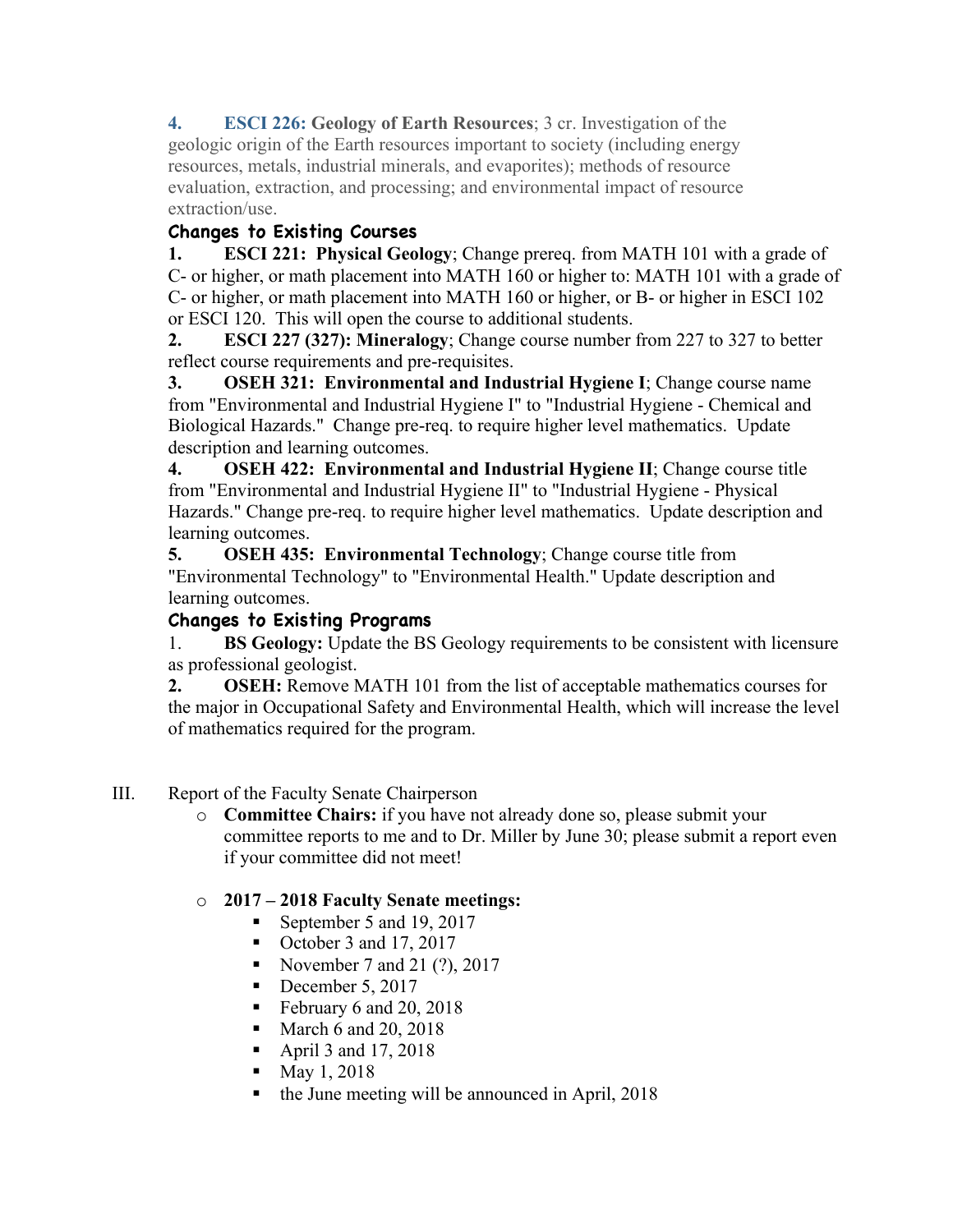4. **ESCI 226: Geology of Earth Resources**; 3 cr. Investigation of the geologic origin of the Earth resources important to society (including energy resources, metals, industrial minerals, and evaporites); methods of resource evaluation, extraction, and processing; and environmental impact of resource extraction/use.

**Changes to Existing Courses**

1. **ESCI 221: Physical Geology**; Change prereq. from MATH 101 with a grade of C- or higher, or math placement into MATH 160 or higher to: MATH 101 with a grade of C- or higher, or math placement into MATH 160 or higher, or B- or higher in ESCI 102 or ESCI 120. This will open the course to additional students.
2. **ESCI 227 (327): Mineralogy**; Change course number from 227 to 327 to better reflect course requirements and pre-requisites.
3. **OSEH 321: Environmental and Industrial Hygiene I**; Change course name from "Environmental and Industrial Hygiene I" to "Industrial Hygiene - Chemical and Biological Hazards." Change pre-req. to require higher level mathematics. Update description and learning outcomes.
4. **OSEH 422: Environmental and Industrial Hygiene II**; Change course title from "Environmental and Industrial Hygiene II" to "Industrial Hygiene - Physical Hazards." Change pre-req. to require higher level mathematics. Update description and learning outcomes.
5. **OSEH 435: Environmental Technology**; Change course title from "Environmental Technology" to "Environmental Health." Update description and learning outcomes.

**Changes to Existing Programs**

1. **BS Geology:** Update the BS Geology requirements to be consistent with licensure as professional geologist.
2. **OSEH:** Remove MATH 101 from the list of acceptable mathematics courses for the major in Occupational Safety and Environmental Health, which will increase the level of mathematics required for the program.

III. Report of the Faculty Senate Chairperson

- **Committee Chairs:** if you have not already done so, please submit your committee reports to me and to Dr. Miller by June 30; please submit a report even if your committee did not meet!
- **2017 – 2018 Faculty Senate meetings:**
  - September 5 and 19, 2017
  - October 3 and 17, 2017
  - November 7 and 21 (?), 2017
  - December 5, 2017
  - February 6 and 20, 2018
  - March 6 and 20, 2018
  - April 3 and 17, 2018
  - May 1, 2018
  - the June meeting will be announced in April, 2018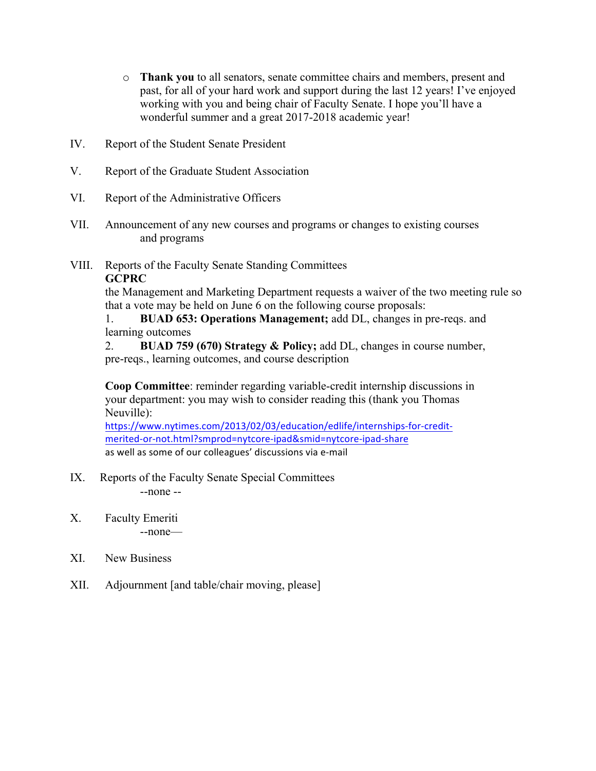- **Thank you** to all senators, senate committee chairs and members, present and past, for all of your hard work and support during the last 12 years! I've enjoyed working with you and being chair of Faculty Senate. I hope you'll have a wonderful summer and a great 2017-2018 academic year!

IV. Report of the Student Senate President

V. Report of the Graduate Student Association

VI. Report of the Administrative Officers

VII. Announcement of any new courses and programs or changes to existing courses and programs

VIII. Reports of the Faculty Senate Standing Committees

**GCPRC**

the Management and Marketing Department requests a waiver of the two meeting rule so that a vote may be held on June 6 on the following course proposals:

1. **BUAD 653: Operations Management;** add DL, changes in pre-reqs. and learning outcomes
2. **BUAD 759 (670) Strategy & Policy;** add DL, changes in course number, pre-reqs., learning outcomes, and course description

**Coop Committee**: reminder regarding variable-credit internship discussions in your department: you may wish to consider reading this (thank you Thomas Neuville):
https://www.nytimes.com/2013/02/03/education/edlife/internships-for-credit-merited-or-not.html?smprod=nytcore-ipad&smid=nytcore-ipad-share
as well as some of our colleagues' discussions via e-mail

IX. Reports of the Faculty Senate Special Committees

--none --

X. Faculty Emeriti

--none—

XI. New Business

XII. Adjournment [and table/chair moving, please]